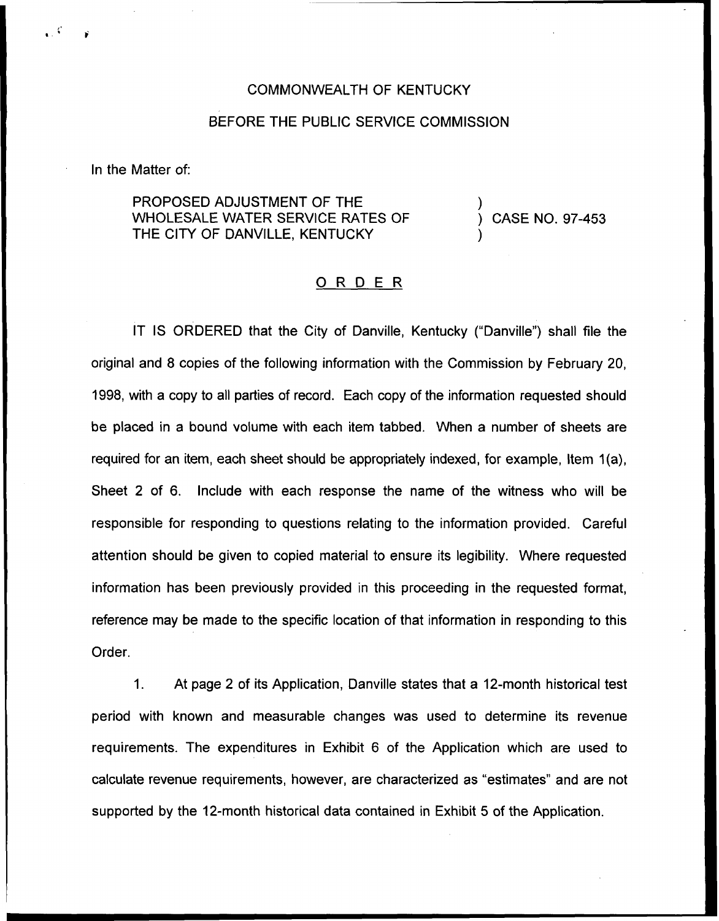COMMONWEALTH OF KENTUCKY

BEFORE THE PUBLIC SERVICE COMMISSION

In the Matter of:

PROPOSED ADJUSTMENT OF THE WHOLESALE WATER SERVICE RATES OF THE CITY OF DANVILLE, KENTUCKY ) CASE NO. 97-453

## ORDER

IT IS ORDERED that the City of Danville, Kentucky ("Danville") shall file the original and 8 copies of the following information with the Commission by February 20, 1998, with a copy to all parties of record. Each copy of the information requested should be placed in a bound volume with each item tabbed. When a number of sheets are required for an item, each sheet should be appropriately indexed, for example, Item 1(a), Sheet 2 of 6. Include with each response the name of the witness who will be responsible for responding to questions relating to the information provided. Careful attention should be given to copied material to ensure its legibility. Where requested information has been previously provided in this proceeding in the requested format, reference may be made to the specific location of that information in responding to this Order.

1. At page 2 of its Application, Danville states that a 12-month historical test period with known and measurable changes was used to determine its revenue requirements. The expenditures in Exhibit 6 of the Application which are used to calculate revenue requirements, however, are characterized as "estimates" and are not supported by the 12-month historical data contained in Exhibit 5 of the Application.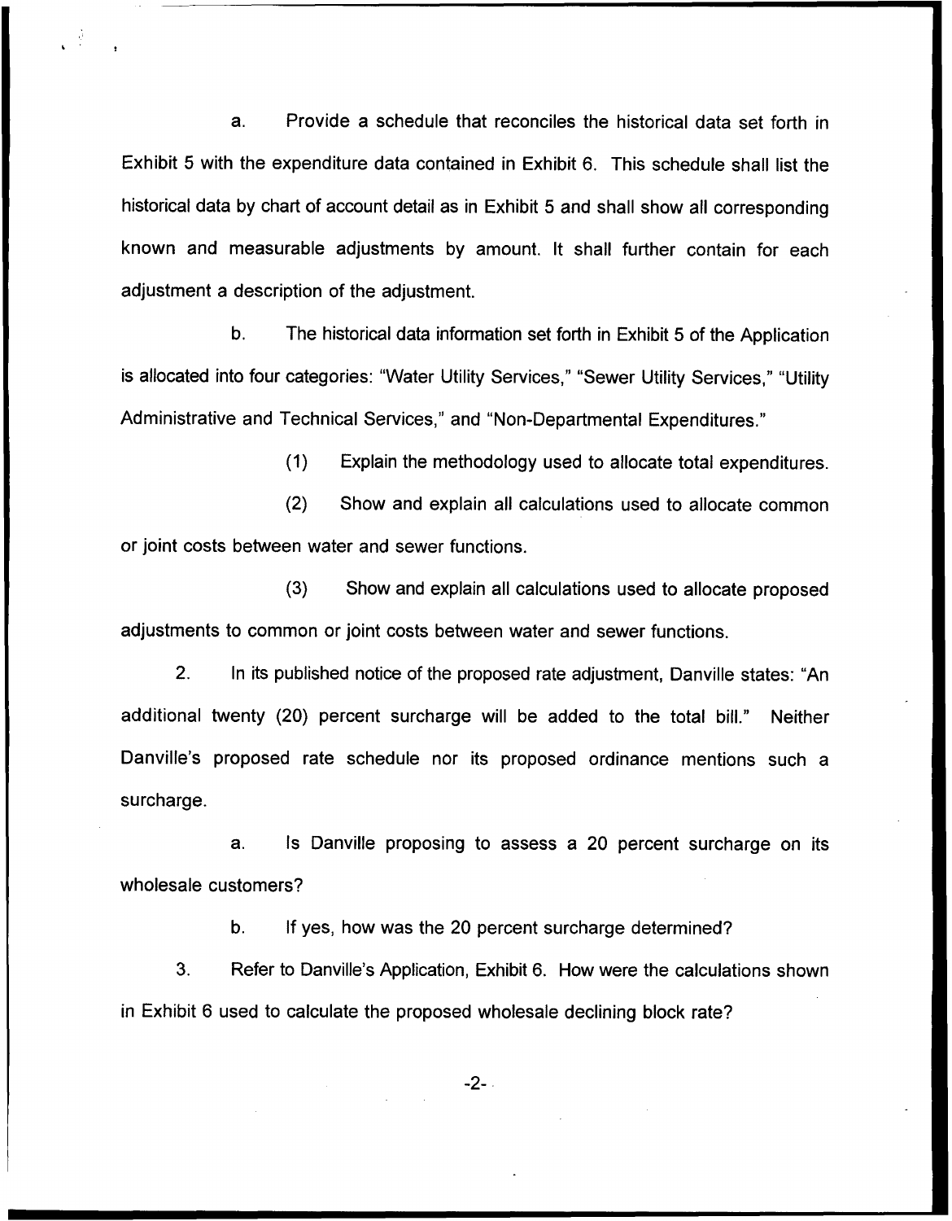a. Provide a schedule that reconciles the historical data set forth in Exhibit 5 with the expenditure data contained in Exhibit 6. This schedule shall list the historical data by chart of account detail as in Exhibit 5 and shall show all corresponding known and measurable adjustments by amount. It shall further contain for each adjustment a description of the adjustment.

b. The historical data information set forth in Exhibit 5 of the Application is allocated into four categories: "Water Utility Services," "Sewer Utility Services," "Utility Administrative and Technical Services," and "Non-Departmental Expenditures."

(1) Explain the methodology used to allocate total expenditures.

(2) Show and explain all calculations used to allocate common or joint costs between water and sewer functions.

(3) Show and explain all calculations used to allocate proposed adjustments to common or joint costs between water and sewer functions.

2. In its published notice of the proposed rate adjustment, Danville states: "An additional twenty (20) percent surcharge will be added to the total bill." Neither Danville's proposed rate schedule nor its proposed ordinance mentions such a surcharge.

a. Is Danville proposing to assess a 20 percent surcharge on its wholesale customers?

b. If yes, how was the 20 percent surcharge determined?

3. Refer to Danville's Application, Exhibit 6. How were the calculations shown in Exhibit 6 used to calculate the proposed wholesale declining block rate?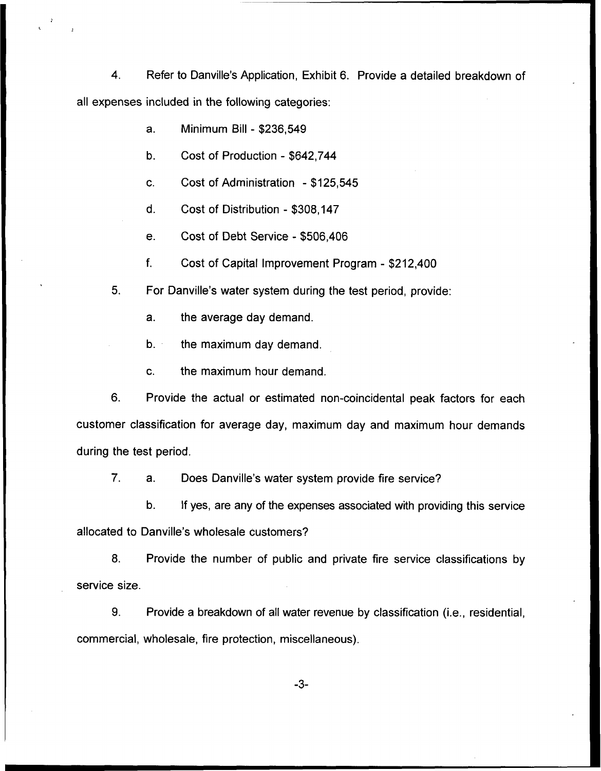4. Refer to Danville's Application, Exhibit 6. Provide a detailed breakdown of all expenses included in the following categories:

   a. Minimum Bill - $236,549

   b. Cost of Production - $642,744

   c. Cost of Administration - $125,545

   d. Cost of Distribution - $308,147

   e. Cost of Debt Service - $506,406

   f. Cost of Capital Improvement Program - $212,400

5. For Danville's water system during the test period, provide:

   a. the average day demand.

   b. the maximum day demand.

   c. the maximum hour demand.

6. Provide the actual or estimated non-coincidental peak factors for each customer classification for average day, maximum day and maximum hour demands during the test period.

7. a. Does Danville's water system provide fire service?

   b. If yes, are any of the expenses associated with providing this service allocated to Danville's wholesale customers?

8. Provide the number of public and private fire service classifications by service size.

9. Provide a breakdown of all water revenue by classification (i.e., residential, commercial, wholesale, fire protection, miscellaneous).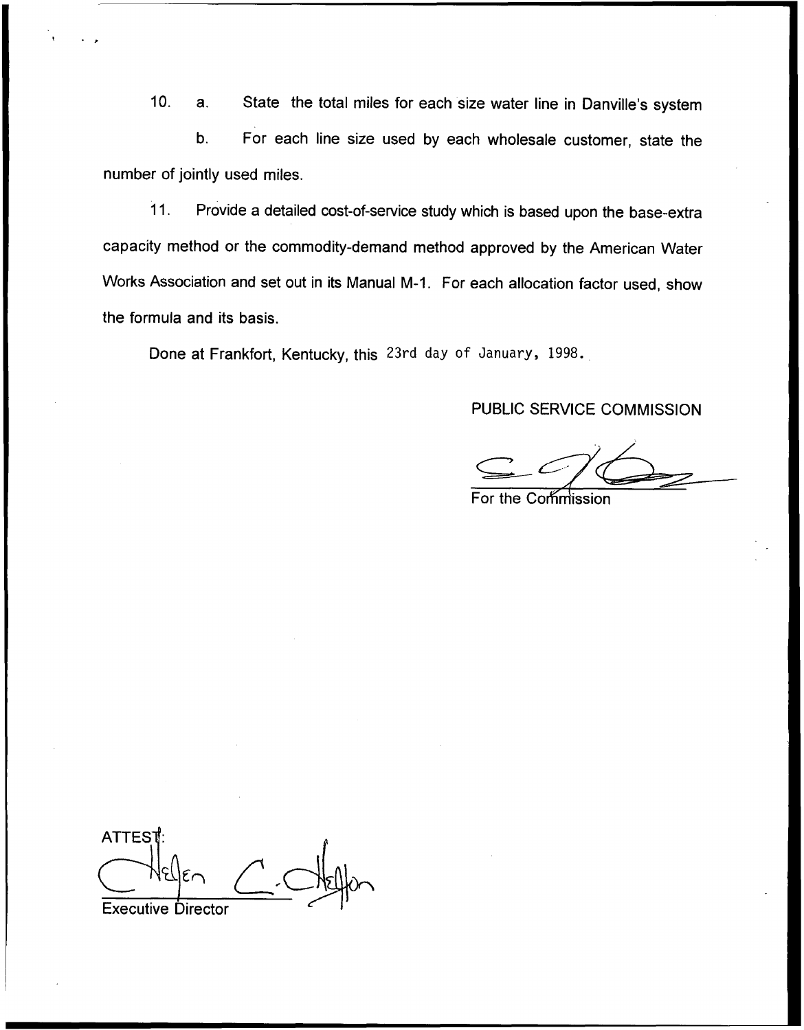10. a. State the total miles for each size water line in Danville's system

b. For each line size used by each wholesale customer, state the number of jointly used miles.

11. Provide a detailed cost-of-service study which is based upon the base-extra capacity method or the commodity-demand method approved by the American Water Works Association and set out in its Manual M-1. For each allocation factor used, show the formula and its basis.

Done at Frankfort, Kentucky, this 23rd day of January, 1998.

PUBLIC SERVICE COMMISSION

For the Commission

ATTEST:

Executive Director